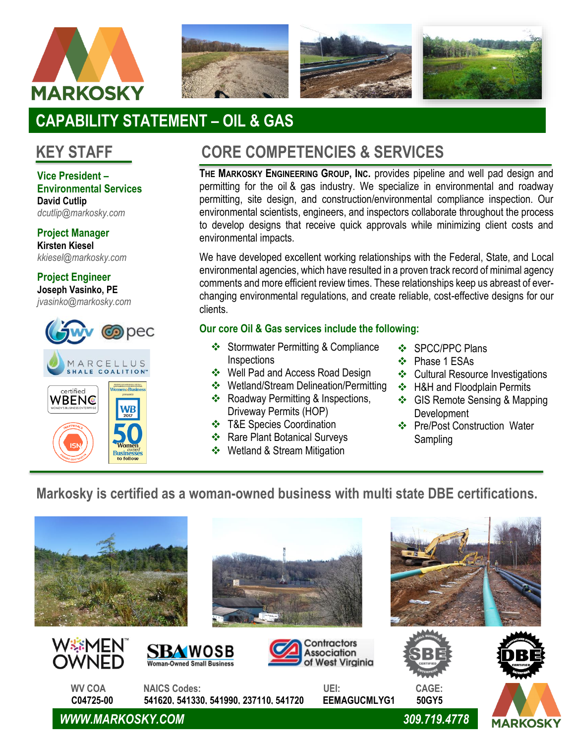# CAPABILITY STATEMENT – OIL & GAS

## KEY STAFF

**Vice President – Environmental Services**
**David Cutlip**
*dcutlip@markosky.com*

**Project Manager**
**Kirsten Kiesel**
*kkiesel@markosky.com*

**Project Engineer**
**Joseph Vasinko, PE**
*jvasinko@markosky.com*

## CORE COMPETENCIES & SERVICES

**The Markosky Engineering Group, Inc.** provides pipeline and well pad design and permitting for the oil & gas industry. We specialize in environmental and roadway permitting, site design, and construction/environmental compliance inspection. Our environmental scientists, engineers, and inspectors collaborate throughout the process to develop designs that receive quick approvals while minimizing client costs and environmental impacts.

We have developed excellent working relationships with the Federal, State, and Local environmental agencies, which have resulted in a proven track record of minimal agency comments and more efficient review times. These relationships keep us abreast of ever-changing environmental regulations, and create reliable, cost-effective designs for our clients.

**Our core Oil & Gas services include the following:**

- Stormwater Permitting & Compliance Inspections
- Well Pad and Access Road Design
- Wetland/Stream Delineation/Permitting
- Roadway Permitting & Inspections, Driveway Permits (HOP)
- T&E Species Coordination
- Rare Plant Botanical Surveys
- Wetland & Stream Mitigation
- SPCC/PPC Plans
- Phase 1 ESAs
- Cultural Resource Investigations
- H&H and Floodplain Permits
- GIS Remote Sensing & Mapping Development
- Pre/Post Construction Water Sampling

**Markosky is certified as a woman-owned business with multi state DBE certifications.**

| WV COA | NAICS Codes: | UEI: | CAGE: |
|---|---|---|---|
| C04725-00 | 541620, 541330, 541990, 237110, 541720 | EEMAGUCMLYG1 | 50GY5 |

*WWW.MARKOSKY.COM* | *309.719.4778*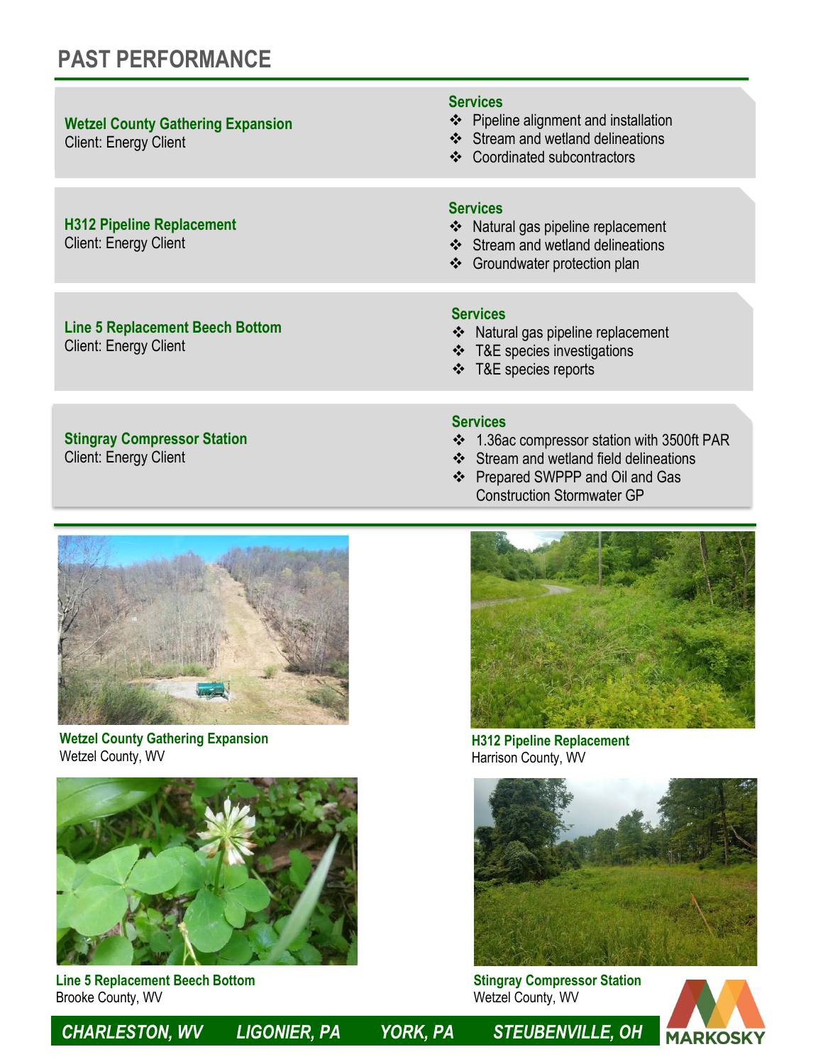## PAST PERFORMANCE

**Wetzel County Gathering Expansion**
Client: Energy Client

**Services**
- Pipeline alignment and installation
- Stream and wetland delineations
- Coordinated subcontractors

**H312 Pipeline Replacement**
Client: Energy Client

**Services**
- Natural gas pipeline replacement
- Stream and wetland delineations
- Groundwater protection plan

**Line 5 Replacement Beech Bottom**
Client: Energy Client

**Services**
- Natural gas pipeline replacement
- T&E species investigations
- T&E species reports

**Stingray Compressor Station**
Client: Energy Client

**Services**
- 1.36ac compressor station with 3500ft PAR
- Stream and wetland field delineations
- Prepared SWPPP and Oil and Gas Construction Stormwater GP

**Wetzel County Gathering Expansion**
Wetzel County, WV

**H312 Pipeline Replacement**
Harrison County, WV

**Line 5 Replacement Beech Bottom**
Brooke County, WV

**Stingray Compressor Station**
Wetzel County, WV

*CHARLESTON, WV　LIGONIER, PA　YORK, PA　STEUBENVILLE, OH*

MARKOSKY